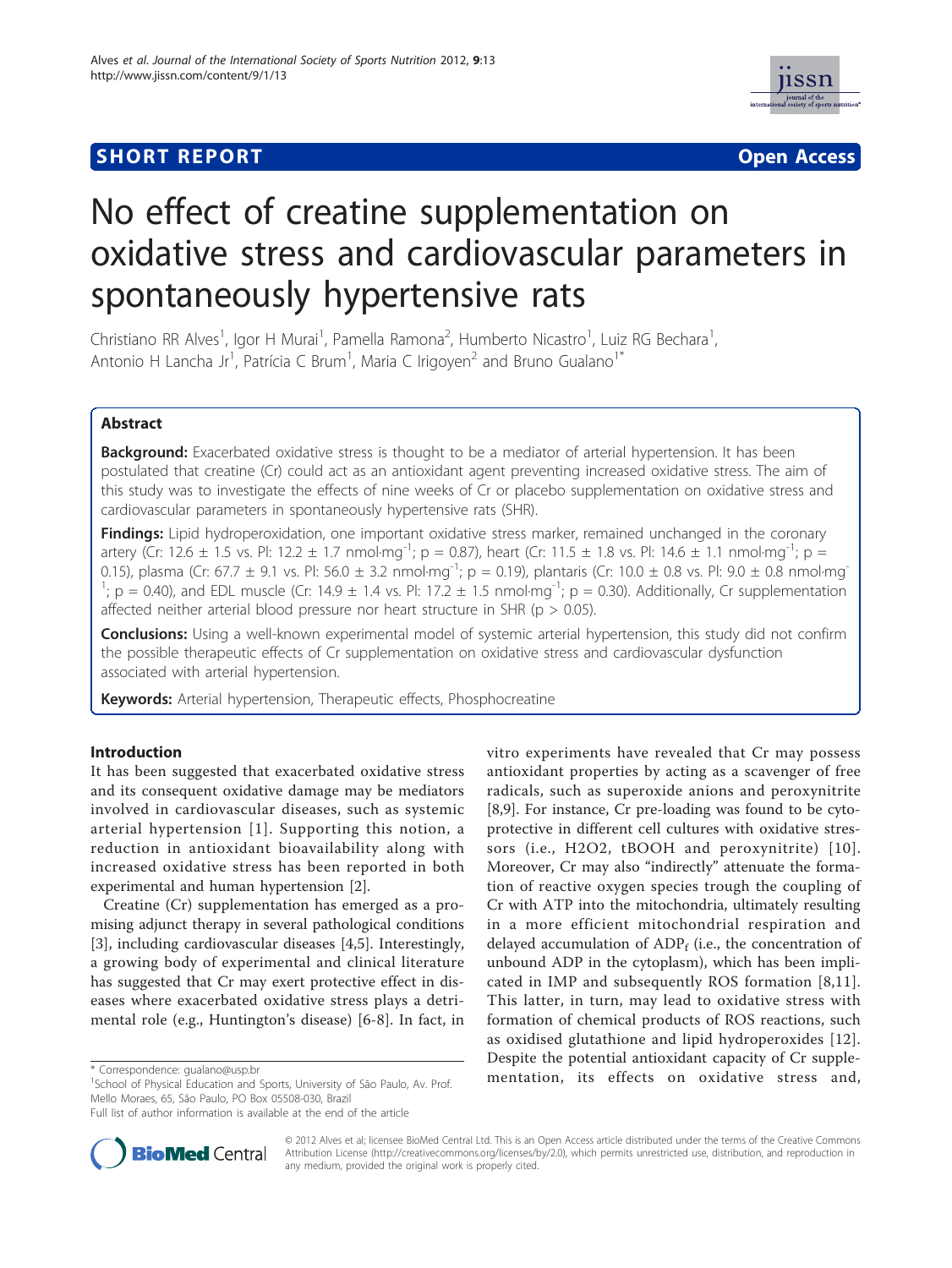**SHORT REPORT** **Open Access**

# No effect of creatine supplementation on oxidative stress and cardiovascular parameters in spontaneously hypertensive rats

Christiano RR Alves[1], Igor H Murai[1], Pamella Ramona[2], Humberto Nicastro[1], Luiz RG Bechara[1], Antonio H Lancha Jr[1], Patrícia C Brum[1], Maria C Irigoyen[2] and Bruno Gualano[1*]

## Abstract

**Background:** Exacerbated oxidative stress is thought to be a mediator of arterial hypertension. It has been postulated that creatine (Cr) could act as an antioxidant agent preventing increased oxidative stress. The aim of this study was to investigate the effects of nine weeks of Cr or placebo supplementation on oxidative stress and cardiovascular parameters in spontaneously hypertensive rats (SHR).

**Findings:** Lipid hydroperoxidation, one important oxidative stress marker, remained unchanged in the coronary artery (Cr: 12.6 ± 1.5 vs. Pl: 12.2 ± 1.7 $nmol \cdot mg^{-1}$; p = 0.87), heart (Cr: 11.5 ± 1.8 vs. Pl: 14.6 ± 1.1 $nmol \cdot mg^{-1}$; p = 0.15), plasma (Cr: 67.7 ± 9.1 vs. Pl: 56.0 ± 3.2 $nmol \cdot mg^{-1}$; p = 0.19), plantaris (Cr: 10.0 ± 0.8 vs. Pl: 9.0 ± 0.8 $nmol \cdot mg^{-1}$; p = 0.40), and EDL muscle (Cr: 14.9 ± 1.4 vs. Pl: 17.2 ± 1.5 $nmol \cdot mg^{-1}$; p = 0.30). Additionally, Cr supplementation affected neither arterial blood pressure nor heart structure in SHR (p > 0.05).

**Conclusions:** Using a well-known experimental model of systemic arterial hypertension, this study did not confirm the possible therapeutic effects of Cr supplementation on oxidative stress and cardiovascular dysfunction associated with arterial hypertension.

**Keywords:** Arterial hypertension, Therapeutic effects, Phosphocreatine

## Introduction

It has been suggested that exacerbated oxidative stress and its consequent oxidative damage may be mediators involved in cardiovascular diseases, such as systemic arterial hypertension [1]. Supporting this notion, a reduction in antioxidant bioavailability along with increased oxidative stress has been reported in both experimental and human hypertension [2].

Creatine (Cr) supplementation has emerged as a promising adjunct therapy in several pathological conditions [3], including cardiovascular diseases [4,5]. Interestingly, a growing body of experimental and clinical literature has suggested that Cr may exert protective effect in diseases where exacerbated oxidative stress plays a detrimental role (e.g., Huntington's disease) [6-8]. In fact, in vitro experiments have revealed that Cr may possess antioxidant properties by acting as a scavenger of free radicals, such as superoxide anions and peroxynitrite [8,9]. For instance, Cr pre-loading was found to be cytoprotective in different cell cultures with oxidative stressors (i.e., $H_2O_2$, tBOOH and peroxynitrite) [10]. Moreover, Cr may also "indirectly" attenuate the formation of reactive oxygen species trough the coupling of Cr with ATP into the mitochondria, ultimately resulting in a more efficient mitochondrial respiration and delayed accumulation of $ADP_f$ (i.e., the concentration of unbound ADP in the cytoplasm), which has been implicated in IMP and subsequently ROS formation [8,11]. This latter, in turn, may lead to oxidative stress with formation of chemical products of ROS reactions, such as oxidised glutathione and lipid hydroperoxides [12]. Despite the potential antioxidant capacity of Cr supplementation, its effects on oxidative stress and,

\* Correspondence: gualano@usp.br
[1]School of Physical Education and Sports, University of São Paulo, Av. Prof. Mello Moraes, 65, São Paulo, PO Box 05508-030, Brazil
Full list of author information is available at the end of the article

© 2012 Alves et al; licensee BioMed Central Ltd. This is an Open Access article distributed under the terms of the Creative Commons Attribution License (http://creativecommons.org/licenses/by/2.0), which permits unrestricted use, distribution, and reproduction in any medium, provided the original work is properly cited.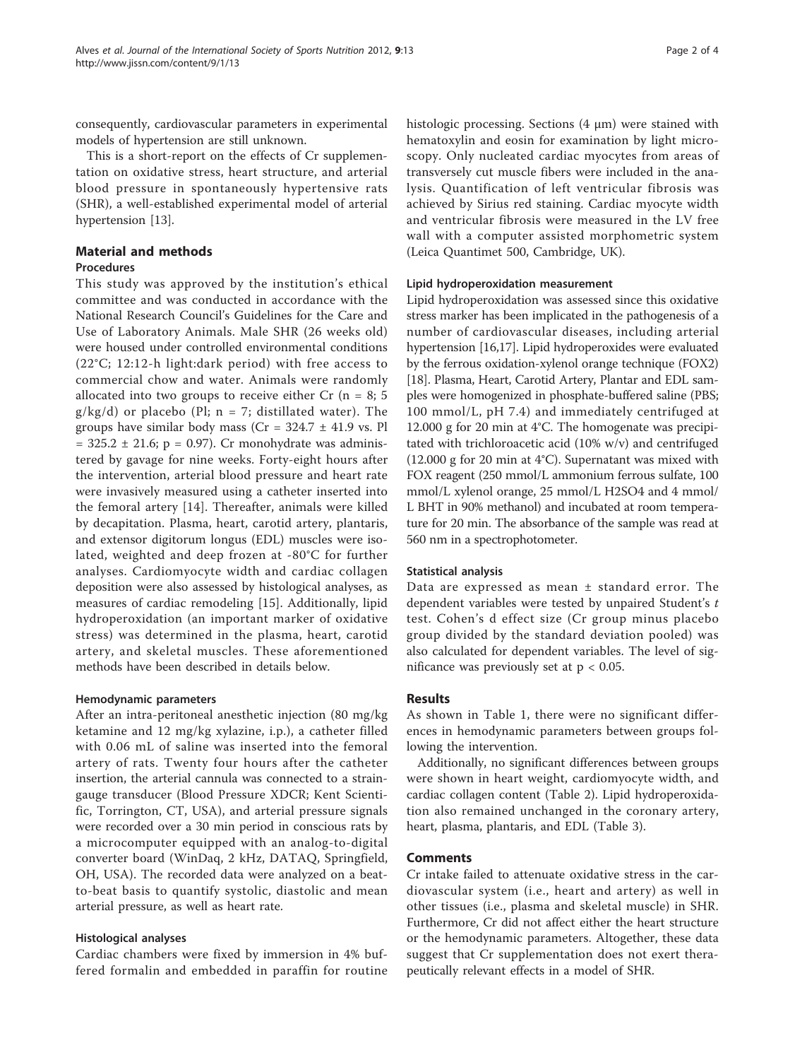consequently, cardiovascular parameters in experimental models of hypertension are still unknown.

This is a short-report on the effects of Cr supplementation on oxidative stress, heart structure, and arterial blood pressure in spontaneously hypertensive rats (SHR), a well-established experimental model of arterial hypertension [13].

## Material and methods

### Procedures

This study was approved by the institution's ethical committee and was conducted in accordance with the National Research Council's Guidelines for the Care and Use of Laboratory Animals. Male SHR (26 weeks old) were housed under controlled environmental conditions (22°C; 12:12-h light:dark period) with free access to commercial chow and water. Animals were randomly allocated into two groups to receive either Cr ($n = 8$; 5 g/kg/d) or placebo (Pl; $n = 7$; distilled water). The groups have similar body mass (Cr = 324.7 ± 41.9 vs. Pl = 325.2 ± 21.6; $p = 0.97$). Cr monohydrate was administered by gavage for nine weeks. Forty-eight hours after the intervention, arterial blood pressure and heart rate were invasively measured using a catheter inserted into the femoral artery [14]. Thereafter, animals were killed by decapitation. Plasma, heart, carotid artery, plantaris, and extensor digitorum longus (EDL) muscles were isolated, weighted and deep frozen at -80°C for further analyses. Cardiomyocyte width and cardiac collagen deposition were also assessed by histological analyses, as measures of cardiac remodeling [15]. Additionally, lipid hydroperoxidation (an important marker of oxidative stress) was determined in the plasma, heart, carotid artery, and skeletal muscles. These aforementioned methods have been described in details below.

### Hemodynamic parameters

After an intra-peritoneal anesthetic injection (80 mg/kg ketamine and 12 mg/kg xylazine, i.p.), a catheter filled with 0.06 mL of saline was inserted into the femoral artery of rats. Twenty four hours after the catheter insertion, the arterial cannula was connected to a strain-gauge transducer (Blood Pressure XDCR; Kent Scientific, Torrington, CT, USA), and arterial pressure signals were recorded over a 30 min period in conscious rats by a microcomputer equipped with an analog-to-digital converter board (WinDaq, 2 kHz, DATAQ, Springfield, OH, USA). The recorded data were analyzed on a beat-to-beat basis to quantify systolic, diastolic and mean arterial pressure, as well as heart rate.

### Histological analyses

Cardiac chambers were fixed by immersion in 4% buffered formalin and embedded in paraffin for routine histologic processing. Sections (4 μm) were stained with hematoxylin and eosin for examination by light microscopy. Only nucleated cardiac myocytes from areas of transversely cut muscle fibers were included in the analysis. Quantification of left ventricular fibrosis was achieved by Sirius red staining. Cardiac myocyte width and ventricular fibrosis were measured in the LV free wall with a computer assisted morphometric system (Leica Quantimet 500, Cambridge, UK).

### Lipid hydroperoxidation measurement

Lipid hydroperoxidation was assessed since this oxidative stress marker has been implicated in the pathogenesis of a number of cardiovascular diseases, including arterial hypertension [16,17]. Lipid hydroperoxides were evaluated by the ferrous oxidation-xylenol orange technique (FOX2) [18]. Plasma, Heart, Carotid Artery, Plantar and EDL samples were homogenized in phosphate-buffered saline (PBS; 100 mmol/L, pH 7.4) and immediately centrifuged at 12.000 g for 20 min at 4°C. The homogenate was precipitated with trichloroacetic acid (10% w/v) and centrifuged (12.000 g for 20 min at 4°C). Supernatant was mixed with FOX reagent (250 mmol/L ammonium ferrous sulfate, 100 mmol/L xylenol orange, 25 mmol/L $H_2SO_4$ and 4 mmol/L BHT in 90% methanol) and incubated at room temperature for 20 min. The absorbance of the sample was read at 560 nm in a spectrophotometer.

### Statistical analysis

Data are expressed as mean ± standard error. The dependent variables were tested by unpaired Student's *t* test. Cohen's d effect size (Cr group minus placebo group divided by the standard deviation pooled) was also calculated for dependent variables. The level of significance was previously set at $p < 0.05$.

## Results

As shown in Table 1, there were no significant differences in hemodynamic parameters between groups following the intervention.

Additionally, no significant differences between groups were shown in heart weight, cardiomyocyte width, and cardiac collagen content (Table 2). Lipid hydroperoxidation also remained unchanged in the coronary artery, heart, plasma, plantaris, and EDL (Table 3).

## Comments

Cr intake failed to attenuate oxidative stress in the cardiovascular system (i.e., heart and artery) as well in other tissues (i.e., plasma and skeletal muscle) in SHR. Furthermore, Cr did not affect either the heart structure or the hemodynamic parameters. Altogether, these data suggest that Cr supplementation does not exert therapeutically relevant effects in a model of SHR.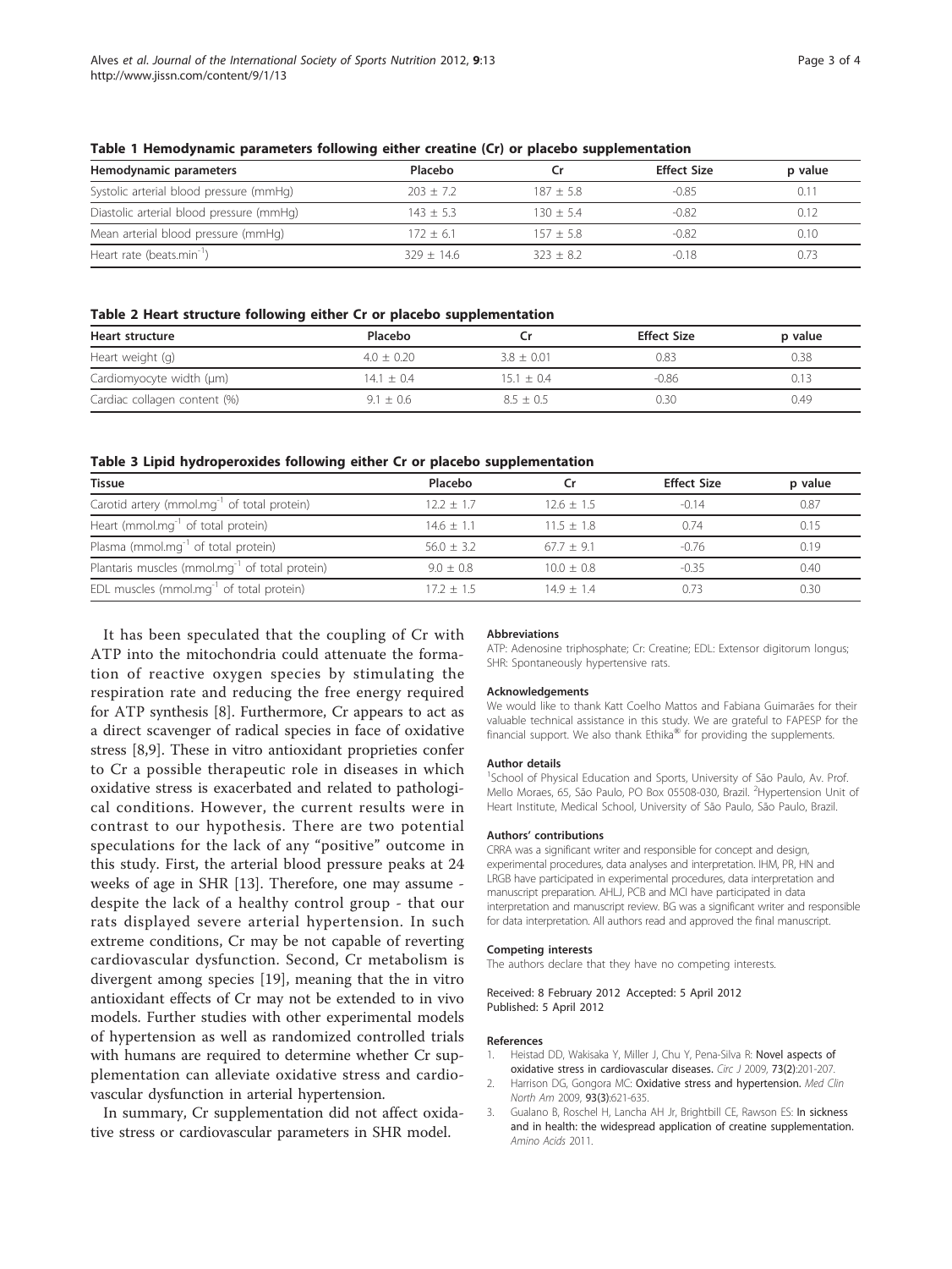**Table 1 Hemodynamic parameters following either creatine (Cr) or placebo supplementation**

| Hemodynamic parameters | Placebo | Cr | Effect Size | p value |
|---|---|---|---|---|
| Systolic arterial blood pressure (mmHg) | 203 ± 7.2 | 187 ± 5.8 | -0.85 | 0.11 |
| Diastolic arterial blood pressure (mmHg) | 143 ± 5.3 | 130 ± 5.4 | -0.82 | 0.12 |
| Mean arterial blood pressure (mmHg) | 172 ± 6.1 | 157 ± 5.8 | -0.82 | 0.10 |
| Heart rate (beats.min$^{-1}$) | 329 ± 14.6 | 323 ± 8.2 | -0.18 | 0.73 |

**Table 2 Heart structure following either Cr or placebo supplementation**

| Heart structure | Placebo | Cr | Effect Size | p value |
|---|---|---|---|---|
| Heart weight (g) | 4.0 ± 0.20 | 3.8 ± 0.01 | 0.83 | 0.38 |
| Cardiomyocyte width (μm) | 14.1 ± 0.4 | 15.1 ± 0.4 | -0.86 | 0.13 |
| Cardiac collagen content (%) | 9.1 ± 0.6 | 8.5 ± 0.5 | 0.30 | 0.49 |

**Table 3 Lipid hydroperoxides following either Cr or placebo supplementation**

| Tissue | Placebo | Cr | Effect Size | p value |
|---|---|---|---|---|
| Carotid artery (mmol.mg$^{-1}$ of total protein) | 12.2 ± 1.7 | 12.6 ± 1.5 | -0.14 | 0.87 |
| Heart (mmol.mg$^{-1}$ of total protein) | 14.6 ± 1.1 | 11.5 ± 1.8 | 0.74 | 0.15 |
| Plasma (mmol.mg$^{-1}$ of total protein) | 56.0 ± 3.2 | 67.7 ± 9.1 | -0.76 | 0.19 |
| Plantaris muscles (mmol.mg$^{-1}$ of total protein) | 9.0 ± 0.8 | 10.0 ± 0.8 | -0.35 | 0.40 |
| EDL muscles (mmol.mg$^{-1}$ of total protein) | 17.2 ± 1.5 | 14.9 ± 1.4 | 0.73 | 0.30 |

It has been speculated that the coupling of Cr with ATP into the mitochondria could attenuate the formation of reactive oxygen species by stimulating the respiration rate and reducing the free energy required for ATP synthesis [8]. Furthermore, Cr appears to act as a direct scavenger of radical species in face of oxidative stress [8,9]. These in vitro antioxidant proprieties confer to Cr a possible therapeutic role in diseases in which oxidative stress is exacerbated and related to pathological conditions. However, the current results were in contrast to our hypothesis. There are two potential speculations for the lack of any "positive" outcome in this study. First, the arterial blood pressure peaks at 24 weeks of age in SHR [13]. Therefore, one may assume - despite the lack of a healthy control group - that our rats displayed severe arterial hypertension. In such extreme conditions, Cr may be not capable of reverting cardiovascular dysfunction. Second, Cr metabolism is divergent among species [19], meaning that the in vitro antioxidant effects of Cr may not be extended to in vivo models. Further studies with other experimental models of hypertension as well as randomized controlled trials with humans are required to determine whether Cr supplementation can alleviate oxidative stress and cardiovascular dysfunction in arterial hypertension.

In summary, Cr supplementation did not affect oxidative stress or cardiovascular parameters in SHR model.

#### Abbreviations

ATP: Adenosine triphosphate; Cr: Creatine; EDL: Extensor digitorum longus; SHR: Spontaneously hypertensive rats.

#### Acknowledgements

We would like to thank Katt Coelho Mattos and Fabiana Guimarães for their valuable technical assistance in this study. We are grateful to FAPESP for the financial support. We also thank Ethika® for providing the supplements.

#### Author details

[1]School of Physical Education and Sports, University of São Paulo, Av. Prof. Mello Moraes, 65, São Paulo, PO Box 05508-030, Brazil. [2]Hypertension Unit of Heart Institute, Medical School, University of São Paulo, São Paulo, Brazil.

#### Authors' contributions

CRRA was a significant writer and responsible for concept and design, experimental procedures, data analyses and interpretation. IHM, PR, HN and LRGB have participated in experimental procedures, data interpretation and manuscript preparation. AHLJ, PCB and MCI have participated in data interpretation and manuscript review. BG was a significant writer and responsible for data interpretation. All authors read and approved the final manuscript.

#### Competing interests

The authors declare that they have no competing interests.

Received: 8 February 2012 Accepted: 5 April 2012
Published: 5 April 2012

#### References

1. Heistad DD, Wakisaka Y, Miller J, Chu Y, Pena-Silva R: **Novel aspects of oxidative stress in cardiovascular diseases.** *Circ J* 2009, **73(2)**:201-207.
2. Harrison DG, Gongora MC: **Oxidative stress and hypertension.** *Med Clin North Am* 2009, **93(3)**:621-635.
3. Gualano B, Roschel H, Lancha AH Jr, Brightbill CE, Rawson ES: **In sickness and in health: the widespread application of creatine supplementation.** *Amino Acids* 2011.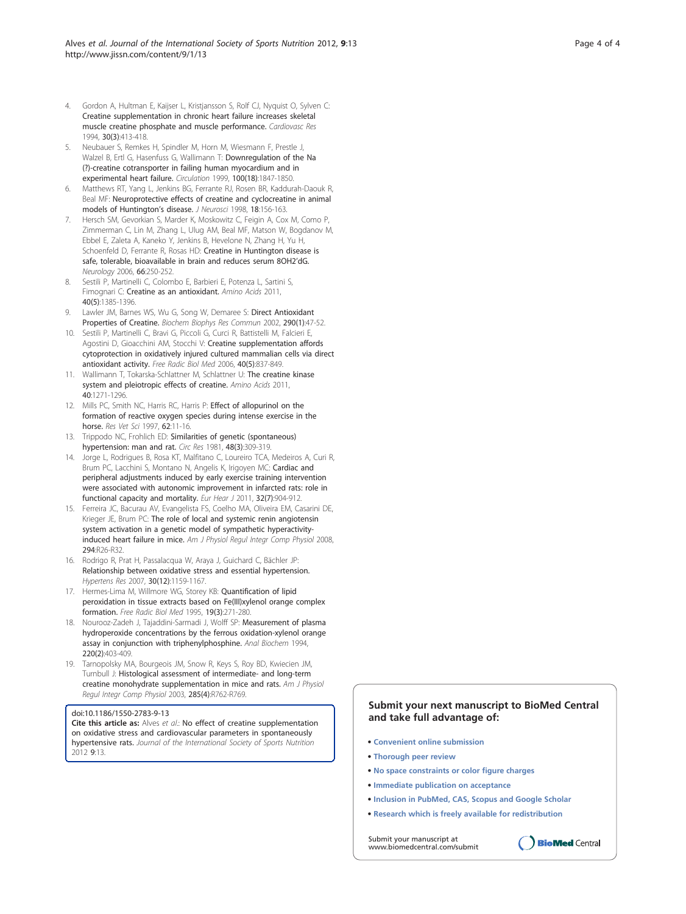4. Gordon A, Hultman E, Kaijser L, Kristjansson S, Rolf CJ, Nyquist O, Sylven C: **Creatine supplementation in chronic heart failure increases skeletal muscle creatine phosphate and muscle performance.** *Cardiovasc Res* 1994, **30(3)**:413-418.
5. Neubauer S, Remkes H, Spindler M, Horn M, Wiesmann F, Prestle J, Walzel B, Ertl G, Hasenfuss G, Wallimann T: **Downregulation of the Na (?)-creatine cotransporter in failing human myocardium and in experimental heart failure.** *Circulation* 1999, **100(18)**:1847-1850.
6. Matthews RT, Yang L, Jenkins BG, Ferrante RJ, Rosen BR, Kaddurah-Daouk R, Beal MF: **Neuroprotective effects of creatine and cyclocreatine in animal models of Huntington's disease.** *J Neurosci* 1998, **18**:156-163.
7. Hersch SM, Gevorkian S, Marder K, Moskowitz C, Feigin A, Cox M, Como P, Zimmerman C, Lin M, Zhang L, Ulug AM, Beal MF, Matson W, Bogdanov M, Ebbel E, Zaleta A, Kaneko Y, Jenkins B, Hevelone N, Zhang H, Yu H, Schoenfeld D, Ferrante R, Rosas HD: **Creatine in Huntington disease is safe, tolerable, bioavailable in brain and reduces serum 8OH2'dG.** *Neurology* 2006, **66**:250-252.
8. Sestili P, Martinelli C, Colombo E, Barbieri E, Potenza L, Sartini S, Fimognari C: **Creatine as an antioxidant.** *Amino Acids* 2011, **40(5)**:1385-1396.
9. Lawler JM, Barnes WS, Wu G, Song W, Demaree S: **Direct Antioxidant Properties of Creatine.** *Biochem Biophys Res Commun* 2002, **290(1)**:47-52.
10. Sestili P, Martinelli C, Bravi G, Piccoli G, Curci R, Battistelli M, Falcieri E, Agostini D, Gioacchini AM, Stocchi V: **Creatine supplementation affords cytoprotection in oxidatively injured cultured mammalian cells via direct antioxidant activity.** *Free Radic Biol Med* 2006, **40(5)**:837-849.
11. Wallimann T, Tokarska-Schlattner M, Schlattner U: **The creatine kinase system and pleiotropic effects of creatine.** *Amino Acids* 2011, **40**:1271-1296.
12. Mills PC, Smith NC, Harris RC, Harris P: **Effect of allopurinol on the formation of reactive oxygen species during intense exercise in the horse.** *Res Vet Sci* 1997, **62**:11-16.
13. Trippodo NC, Frohlich ED: **Similarities of genetic (spontaneous) hypertension: man and rat.** *Circ Res* 1981, **48(3)**:309-319.
14. Jorge L, Rodrigues B, Rosa KT, Malfitano C, Loureiro TCA, Medeiros A, Curi R, Brum PC, Lacchini S, Montano N, Angelis K, Irigoyen MC: **Cardiac and peripheral adjustments induced by early exercise training intervention were associated with autonomic improvement in infarcted rats: role in functional capacity and mortality.** *Eur Hear J* 2011, **32(7)**:904-912.
15. Ferreira JC, Bacurau AV, Evangelista FS, Coelho MA, Oliveira EM, Casarini DE, Krieger JE, Brum PC: **The role of local and systemic renin angiotensin system activation in a genetic model of sympathetic hyperactivity-induced heart failure in mice.** *Am J Physiol Regul Integr Comp Physiol* 2008, **294**:R26-R32.
16. Rodrigo R, Prat H, Passalacqua W, Araya J, Guichard C, Bächler JP: **Relationship between oxidative stress and essential hypertension.** *Hypertens Res* 2007, **30(12)**:1159-1167.
17. Hermes-Lima M, Willmore WG, Storey KB: **Quantification of lipid peroxidation in tissue extracts based on Fe(III)xylenol orange complex formation.** *Free Radic Biol Med* 1995, **19(3)**:271-280.
18. Nourooz-Zadeh J, Tajaddini-Sarmadi J, Wolff SP: **Measurement of plasma hydroperoxide concentrations by the ferrous oxidation-xylenol orange assay in conjunction with triphenylphosphine.** *Anal Biochem* 1994, **220(2)**:403-409.
19. Tarnopolsky MA, Bourgeois JM, Snow R, Keys S, Roy BD, Kwiecien JM, Turnbull J: **Histological assessment of intermediate- and long-term creatine monohydrate supplementation in mice and rats.** *Am J Physiol Regul Integr Comp Physiol* 2003, **285(4)**:R762-R769.

doi:10.1186/1550-2783-9-13

**Cite this article as:** Alves *et al.*: No effect of creatine supplementation on oxidative stress and cardiovascular parameters in spontaneously hypertensive rats. *Journal of the International Society of Sports Nutrition* 2012 **9**:13.

**Submit your next manuscript to BioMed Central and take full advantage of:**

- Convenient online submission
- Thorough peer review
- No space constraints or color figure charges
- Immediate publication on acceptance
- Inclusion in PubMed, CAS, Scopus and Google Scholar
- Research which is freely available for redistribution

Submit your manuscript at www.biomedcentral.com/submit

BioMed Central